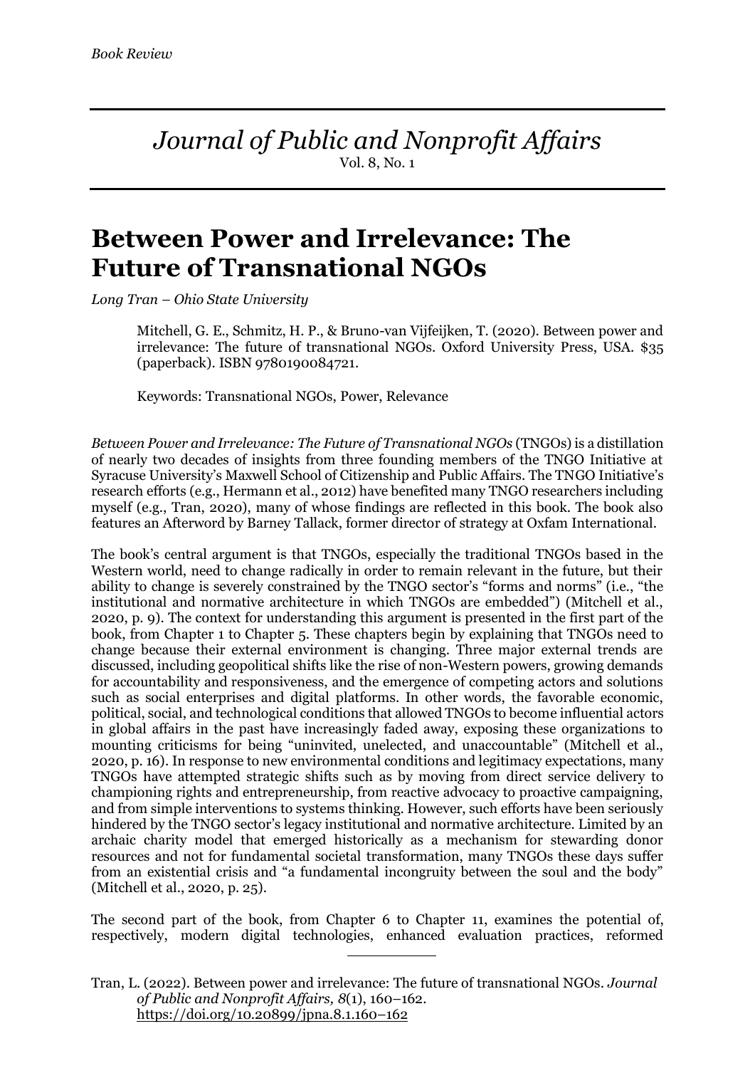*Book Review*

*Journal of Public and Nonprofit Affairs*
Vol. 8, No. 1

# Between Power and Irrelevance: The Future of Transnational NGOs

*Long Tran – Ohio State University*

> Mitchell, G. E., Schmitz, H. P., & Bruno-van Vijfeijken, T. (2020). Between power and irrelevance: The future of transnational NGOs. Oxford University Press, USA. $35 (paperback). ISBN 9780190084721.
>
> Keywords: Transnational NGOs, Power, Relevance

*Between Power and Irrelevance: The Future of Transnational NGOs* (TNGOs) is a distillation of nearly two decades of insights from three founding members of the TNGO Initiative at Syracuse University's Maxwell School of Citizenship and Public Affairs. The TNGO Initiative's research efforts (e.g., Hermann et al., 2012) have benefited many TNGO researchers including myself (e.g., Tran, 2020), many of whose findings are reflected in this book. The book also features an Afterword by Barney Tallack, former director of strategy at Oxfam International.

The book's central argument is that TNGOs, especially the traditional TNGOs based in the Western world, need to change radically in order to remain relevant in the future, but their ability to change is severely constrained by the TNGO sector's "forms and norms" (i.e., "the institutional and normative architecture in which TNGOs are embedded") (Mitchell et al., 2020, p. 9). The context for understanding this argument is presented in the first part of the book, from Chapter 1 to Chapter 5. These chapters begin by explaining that TNGOs need to change because their external environment is changing. Three major external trends are discussed, including geopolitical shifts like the rise of non-Western powers, growing demands for accountability and responsiveness, and the emergence of competing actors and solutions such as social enterprises and digital platforms. In other words, the favorable economic, political, social, and technological conditions that allowed TNGOs to become influential actors in global affairs in the past have increasingly faded away, exposing these organizations to mounting criticisms for being "uninvited, unelected, and unaccountable" (Mitchell et al., 2020, p. 16). In response to new environmental conditions and legitimacy expectations, many TNGOs have attempted strategic shifts such as by moving from direct service delivery to championing rights and entrepreneurship, from reactive advocacy to proactive campaigning, and from simple interventions to systems thinking. However, such efforts have been seriously hindered by the TNGO sector's legacy institutional and normative architecture. Limited by an archaic charity model that emerged historically as a mechanism for stewarding donor resources and not for fundamental societal transformation, many TNGOs these days suffer from an existential crisis and "a fundamental incongruity between the soul and the body" (Mitchell et al., 2020, p. 25).

The second part of the book, from Chapter 6 to Chapter 11, examines the potential of, respectively, modern digital technologies, enhanced evaluation practices, reformed

---

Tran, L. (2022). Between power and irrelevance: The future of transnational NGOs. *Journal of Public and Nonprofit Affairs, 8*(1), 160–162. https://doi.org/10.20899/jpna.8.1.160–162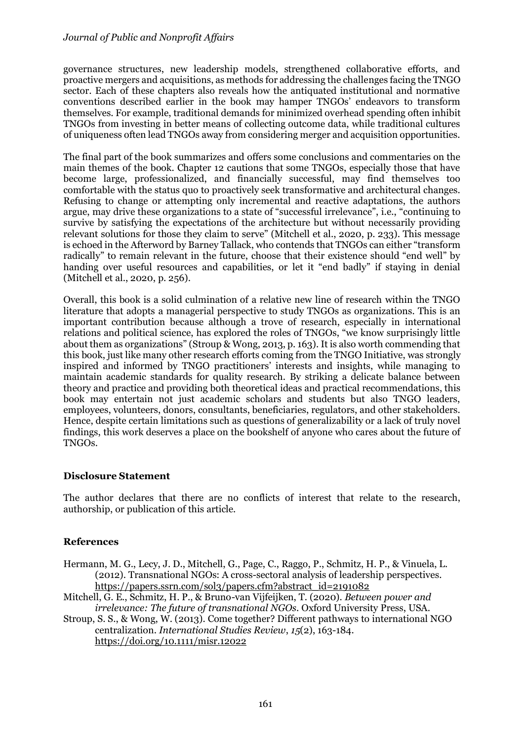governance structures, new leadership models, strengthened collaborative efforts, and proactive mergers and acquisitions, as methods for addressing the challenges facing the TNGO sector. Each of these chapters also reveals how the antiquated institutional and normative conventions described earlier in the book may hamper TNGOs' endeavors to transform themselves. For example, traditional demands for minimized overhead spending often inhibit TNGOs from investing in better means of collecting outcome data, while traditional cultures of uniqueness often lead TNGOs away from considering merger and acquisition opportunities.

The final part of the book summarizes and offers some conclusions and commentaries on the main themes of the book. Chapter 12 cautions that some TNGOs, especially those that have become large, professionalized, and financially successful, may find themselves too comfortable with the status quo to proactively seek transformative and architectural changes. Refusing to change or attempting only incremental and reactive adaptations, the authors argue, may drive these organizations to a state of "successful irrelevance", i.e., "continuing to survive by satisfying the expectations of the architecture but without necessarily providing relevant solutions for those they claim to serve" (Mitchell et al., 2020, p. 233). This message is echoed in the Afterword by Barney Tallack, who contends that TNGOs can either "transform radically" to remain relevant in the future, choose that their existence should "end well" by handing over useful resources and capabilities, or let it "end badly" if staying in denial (Mitchell et al., 2020, p. 256).

Overall, this book is a solid culmination of a relative new line of research within the TNGO literature that adopts a managerial perspective to study TNGOs as organizations. This is an important contribution because although a trove of research, especially in international relations and political science, has explored the roles of TNGOs, "we know surprisingly little about them as organizations" (Stroup & Wong, 2013, p. 163). It is also worth commending that this book, just like many other research efforts coming from the TNGO Initiative, was strongly inspired and informed by TNGO practitioners' interests and insights, while managing to maintain academic standards for quality research. By striking a delicate balance between theory and practice and providing both theoretical ideas and practical recommendations, this book may entertain not just academic scholars and students but also TNGO leaders, employees, volunteers, donors, consultants, beneficiaries, regulators, and other stakeholders. Hence, despite certain limitations such as questions of generalizability or a lack of truly novel findings, this work deserves a place on the bookshelf of anyone who cares about the future of TNGOs.

## Disclosure Statement

The author declares that there are no conflicts of interest that relate to the research, authorship, or publication of this article.

## References

Hermann, M. G., Lecy, J. D., Mitchell, G., Page, C., Raggo, P., Schmitz, H. P., & Vinuela, L. (2012). Transnational NGOs: A cross-sectoral analysis of leadership perspectives. https://papers.ssrn.com/sol3/papers.cfm?abstract_id=2191082

Mitchell, G. E., Schmitz, H. P., & Bruno-van Vijfeijken, T. (2020). *Between power and irrelevance: The future of transnational NGOs*. Oxford University Press, USA.

Stroup, S. S., & Wong, W. (2013). Come together? Different pathways to international NGO centralization. *International Studies Review*, *15*(2), 163-184. https://doi.org/10.1111/misr.12022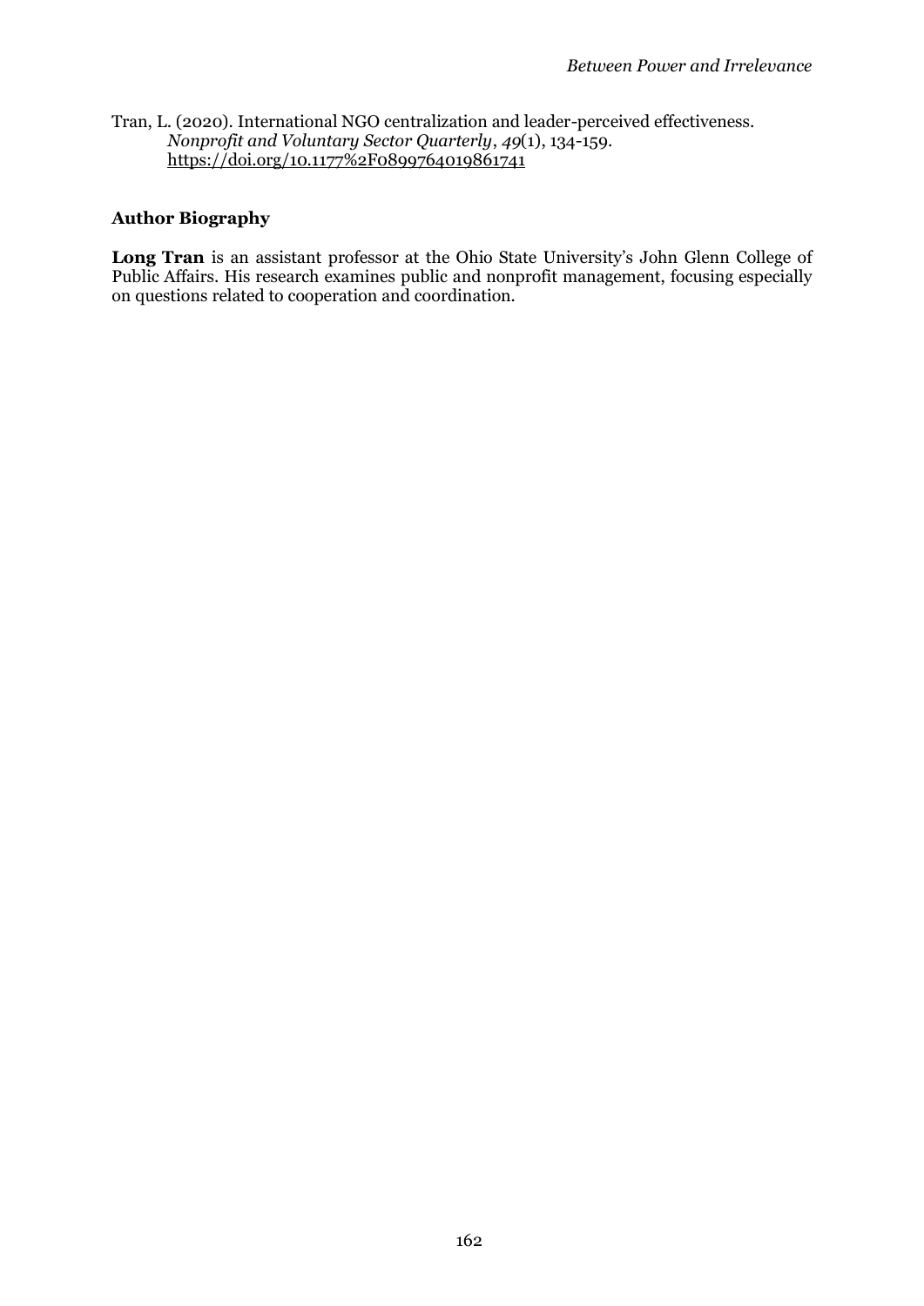Tran, L. (2020). International NGO centralization and leader-perceived effectiveness. *Nonprofit and Voluntary Sector Quarterly*, *49*(1), 134-159. https://doi.org/10.1177%2F0899764019861741

## Author Biography

**Long Tran** is an assistant professor at the Ohio State University's John Glenn College of Public Affairs. His research examines public and nonprofit management, focusing especially on questions related to cooperation and coordination.